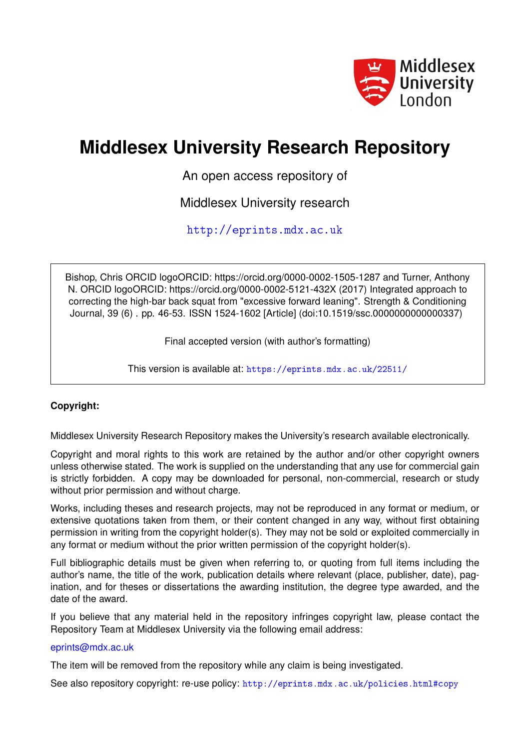Middlesex University London

# Middlesex University Research Repository

An open access repository of

Middlesex University research

http://eprints.mdx.ac.uk

Bishop, Chris ORCID logoORCID: https://orcid.org/0000-0002-1505-1287 and Turner, Anthony N. ORCID logoORCID: https://orcid.org/0000-0002-5121-432X (2017) Integrated approach to correcting the high-bar back squat from "excessive forward leaning". Strength & Conditioning Journal, 39 (6) . pp. 46-53. ISSN 1524-1602 [Article] (doi:10.1519/ssc.0000000000000337)

Final accepted version (with author's formatting)

This version is available at: https://eprints.mdx.ac.uk/22511/

**Copyright:**

Middlesex University Research Repository makes the University's research available electronically.

Copyright and moral rights to this work are retained by the author and/or other copyright owners unless otherwise stated. The work is supplied on the understanding that any use for commercial gain is strictly forbidden. A copy may be downloaded for personal, non-commercial, research or study without prior permission and without charge.

Works, including theses and research projects, may not be reproduced in any format or medium, or extensive quotations taken from them, or their content changed in any way, without first obtaining permission in writing from the copyright holder(s). They may not be sold or exploited commercially in any format or medium without the prior written permission of the copyright holder(s).

Full bibliographic details must be given when referring to, or quoting from full items including the author's name, the title of the work, publication details where relevant (place, publisher, date), pagination, and for theses or dissertations the awarding institution, the degree type awarded, and the date of the award.

If you believe that any material held in the repository infringes copyright law, please contact the Repository Team at Middlesex University via the following email address:

eprints@mdx.ac.uk

The item will be removed from the repository while any claim is being investigated.

See also repository copyright: re-use policy: http://eprints.mdx.ac.uk/policies.html#copy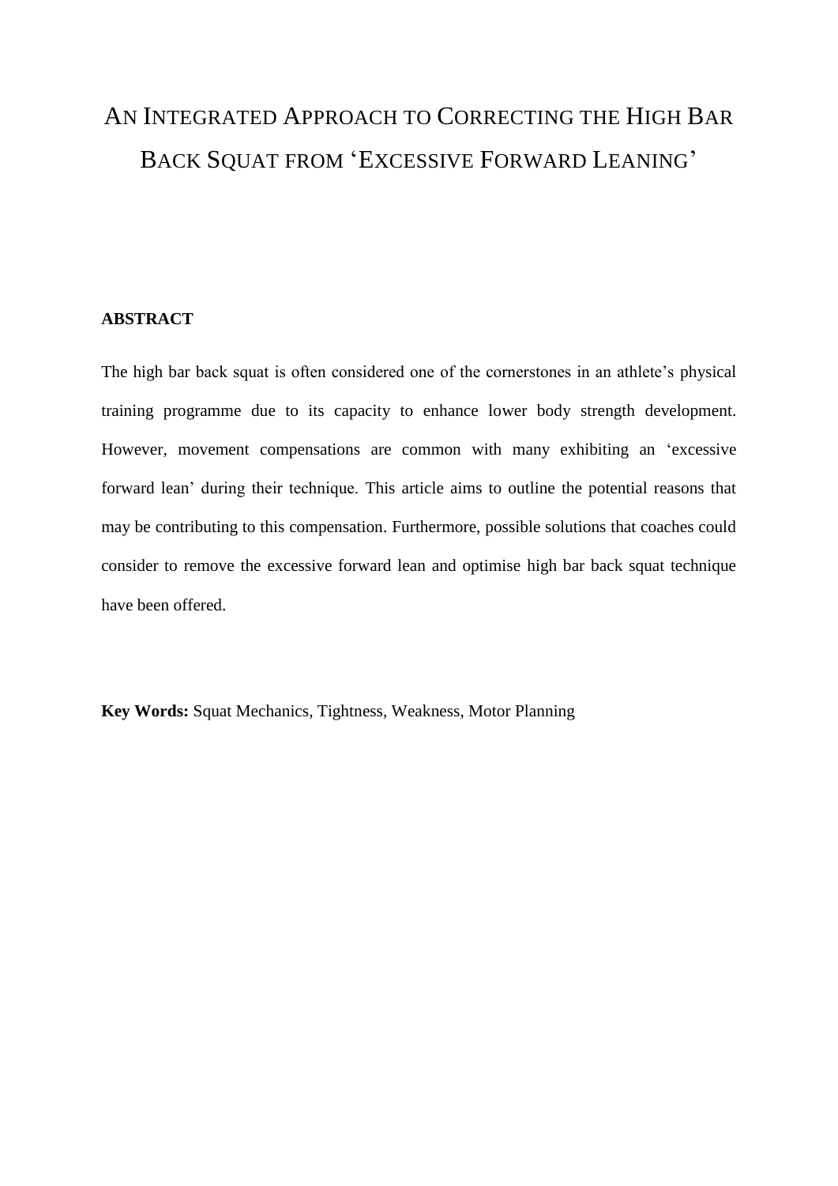# An Integrated Approach to Correcting the High Bar Back Squat from 'Excessive Forward Leaning'

**ABSTRACT**

The high bar back squat is often considered one of the cornerstones in an athlete's physical training programme due to its capacity to enhance lower body strength development. However, movement compensations are common with many exhibiting an 'excessive forward lean' during their technique. This article aims to outline the potential reasons that may be contributing to this compensation. Furthermore, possible solutions that coaches could consider to remove the excessive forward lean and optimise high bar back squat technique have been offered.

**Key Words:** Squat Mechanics, Tightness, Weakness, Motor Planning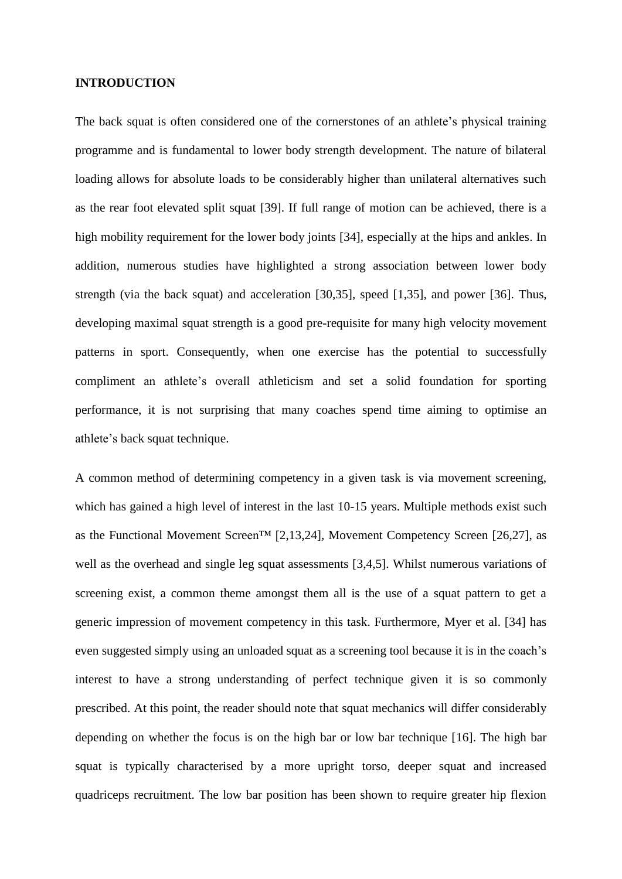## INTRODUCTION

The back squat is often considered one of the cornerstones of an athlete's physical training programme and is fundamental to lower body strength development. The nature of bilateral loading allows for absolute loads to be considerably higher than unilateral alternatives such as the rear foot elevated split squat [39]. If full range of motion can be achieved, there is a high mobility requirement for the lower body joints [34], especially at the hips and ankles. In addition, numerous studies have highlighted a strong association between lower body strength (via the back squat) and acceleration [30,35], speed [1,35], and power [36]. Thus, developing maximal squat strength is a good pre-requisite for many high velocity movement patterns in sport. Consequently, when one exercise has the potential to successfully compliment an athlete's overall athleticism and set a solid foundation for sporting performance, it is not surprising that many coaches spend time aiming to optimise an athlete's back squat technique.

A common method of determining competency in a given task is via movement screening, which has gained a high level of interest in the last 10-15 years. Multiple methods exist such as the Functional Movement Screen™ [2,13,24], Movement Competency Screen [26,27], as well as the overhead and single leg squat assessments [3,4,5]. Whilst numerous variations of screening exist, a common theme amongst them all is the use of a squat pattern to get a generic impression of movement competency in this task. Furthermore, Myer et al. [34] has even suggested simply using an unloaded squat as a screening tool because it is in the coach's interest to have a strong understanding of perfect technique given it is so commonly prescribed. At this point, the reader should note that squat mechanics will differ considerably depending on whether the focus is on the high bar or low bar technique [16]. The high bar squat is typically characterised by a more upright torso, deeper squat and increased quadriceps recruitment. The low bar position has been shown to require greater hip flexion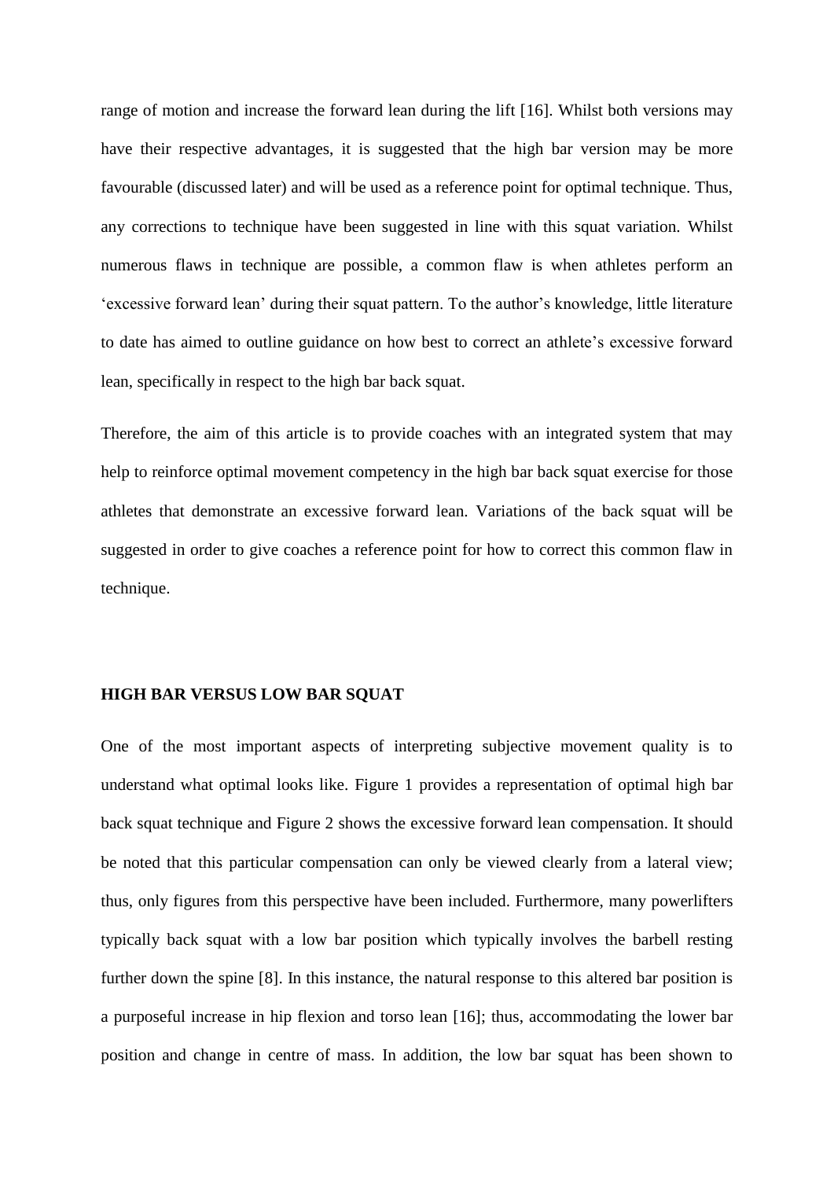range of motion and increase the forward lean during the lift [16]. Whilst both versions may have their respective advantages, it is suggested that the high bar version may be more favourable (discussed later) and will be used as a reference point for optimal technique. Thus, any corrections to technique have been suggested in line with this squat variation. Whilst numerous flaws in technique are possible, a common flaw is when athletes perform an 'excessive forward lean' during their squat pattern. To the author's knowledge, little literature to date has aimed to outline guidance on how best to correct an athlete's excessive forward lean, specifically in respect to the high bar back squat.

Therefore, the aim of this article is to provide coaches with an integrated system that may help to reinforce optimal movement competency in the high bar back squat exercise for those athletes that demonstrate an excessive forward lean. Variations of the back squat will be suggested in order to give coaches a reference point for how to correct this common flaw in technique.

## HIGH BAR VERSUS LOW BAR SQUAT

One of the most important aspects of interpreting subjective movement quality is to understand what optimal looks like. Figure 1 provides a representation of optimal high bar back squat technique and Figure 2 shows the excessive forward lean compensation. It should be noted that this particular compensation can only be viewed clearly from a lateral view; thus, only figures from this perspective have been included. Furthermore, many powerlifters typically back squat with a low bar position which typically involves the barbell resting further down the spine [8]. In this instance, the natural response to this altered bar position is a purposeful increase in hip flexion and torso lean [16]; thus, accommodating the lower bar position and change in centre of mass. In addition, the low bar squat has been shown to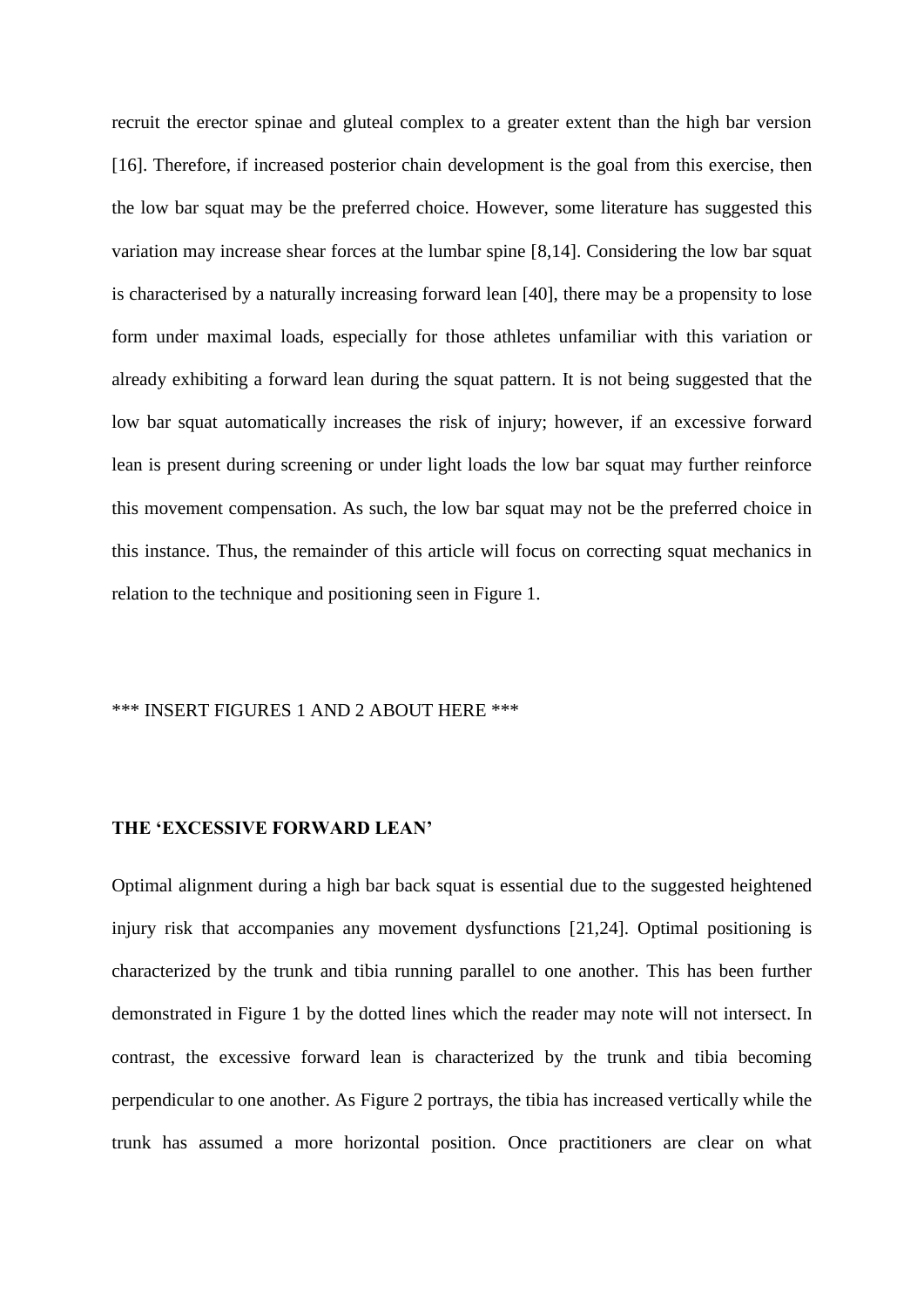recruit the erector spinae and gluteal complex to a greater extent than the high bar version [16]. Therefore, if increased posterior chain development is the goal from this exercise, then the low bar squat may be the preferred choice. However, some literature has suggested this variation may increase shear forces at the lumbar spine [8,14]. Considering the low bar squat is characterised by a naturally increasing forward lean [40], there may be a propensity to lose form under maximal loads, especially for those athletes unfamiliar with this variation or already exhibiting a forward lean during the squat pattern. It is not being suggested that the low bar squat automatically increases the risk of injury; however, if an excessive forward lean is present during screening or under light loads the low bar squat may further reinforce this movement compensation. As such, the low bar squat may not be the preferred choice in this instance. Thus, the remainder of this article will focus on correcting squat mechanics in relation to the technique and positioning seen in Figure 1.

*** INSERT FIGURES 1 AND 2 ABOUT HERE ***

## THE 'EXCESSIVE FORWARD LEAN'

Optimal alignment during a high bar back squat is essential due to the suggested heightened injury risk that accompanies any movement dysfunctions [21,24]. Optimal positioning is characterized by the trunk and tibia running parallel to one another. This has been further demonstrated in Figure 1 by the dotted lines which the reader may note will not intersect. In contrast, the excessive forward lean is characterized by the trunk and tibia becoming perpendicular to one another. As Figure 2 portrays, the tibia has increased vertically while the trunk has assumed a more horizontal position. Once practitioners are clear on what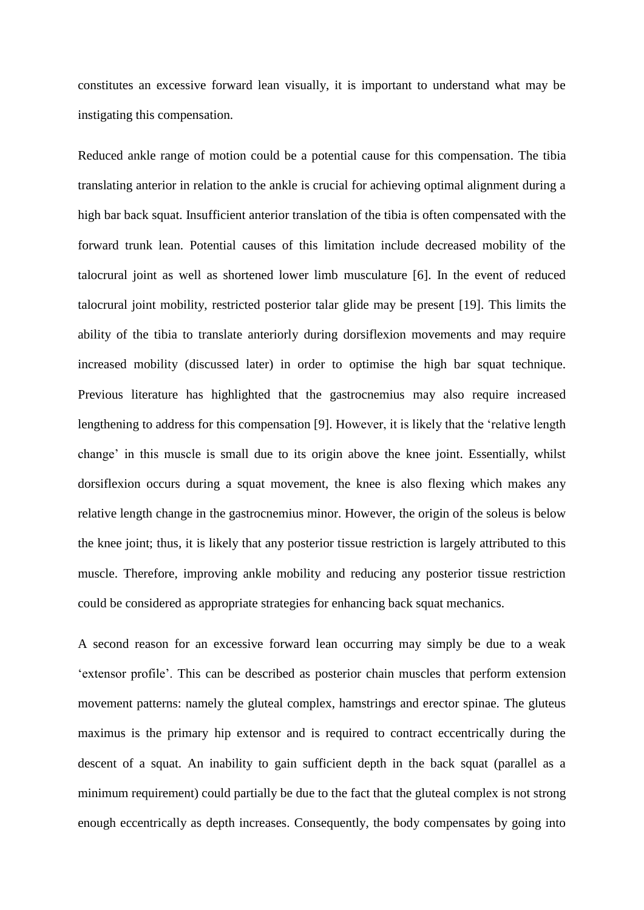constitutes an excessive forward lean visually, it is important to understand what may be instigating this compensation.

Reduced ankle range of motion could be a potential cause for this compensation. The tibia translating anterior in relation to the ankle is crucial for achieving optimal alignment during a high bar back squat. Insufficient anterior translation of the tibia is often compensated with the forward trunk lean. Potential causes of this limitation include decreased mobility of the talocrural joint as well as shortened lower limb musculature [6]. In the event of reduced talocrural joint mobility, restricted posterior talar glide may be present [19]. This limits the ability of the tibia to translate anteriorly during dorsiflexion movements and may require increased mobility (discussed later) in order to optimise the high bar squat technique. Previous literature has highlighted that the gastrocnemius may also require increased lengthening to address for this compensation [9]. However, it is likely that the 'relative length change' in this muscle is small due to its origin above the knee joint. Essentially, whilst dorsiflexion occurs during a squat movement, the knee is also flexing which makes any relative length change in the gastrocnemius minor. However, the origin of the soleus is below the knee joint; thus, it is likely that any posterior tissue restriction is largely attributed to this muscle. Therefore, improving ankle mobility and reducing any posterior tissue restriction could be considered as appropriate strategies for enhancing back squat mechanics.

A second reason for an excessive forward lean occurring may simply be due to a weak 'extensor profile'. This can be described as posterior chain muscles that perform extension movement patterns: namely the gluteal complex, hamstrings and erector spinae. The gluteus maximus is the primary hip extensor and is required to contract eccentrically during the descent of a squat. An inability to gain sufficient depth in the back squat (parallel as a minimum requirement) could partially be due to the fact that the gluteal complex is not strong enough eccentrically as depth increases. Consequently, the body compensates by going into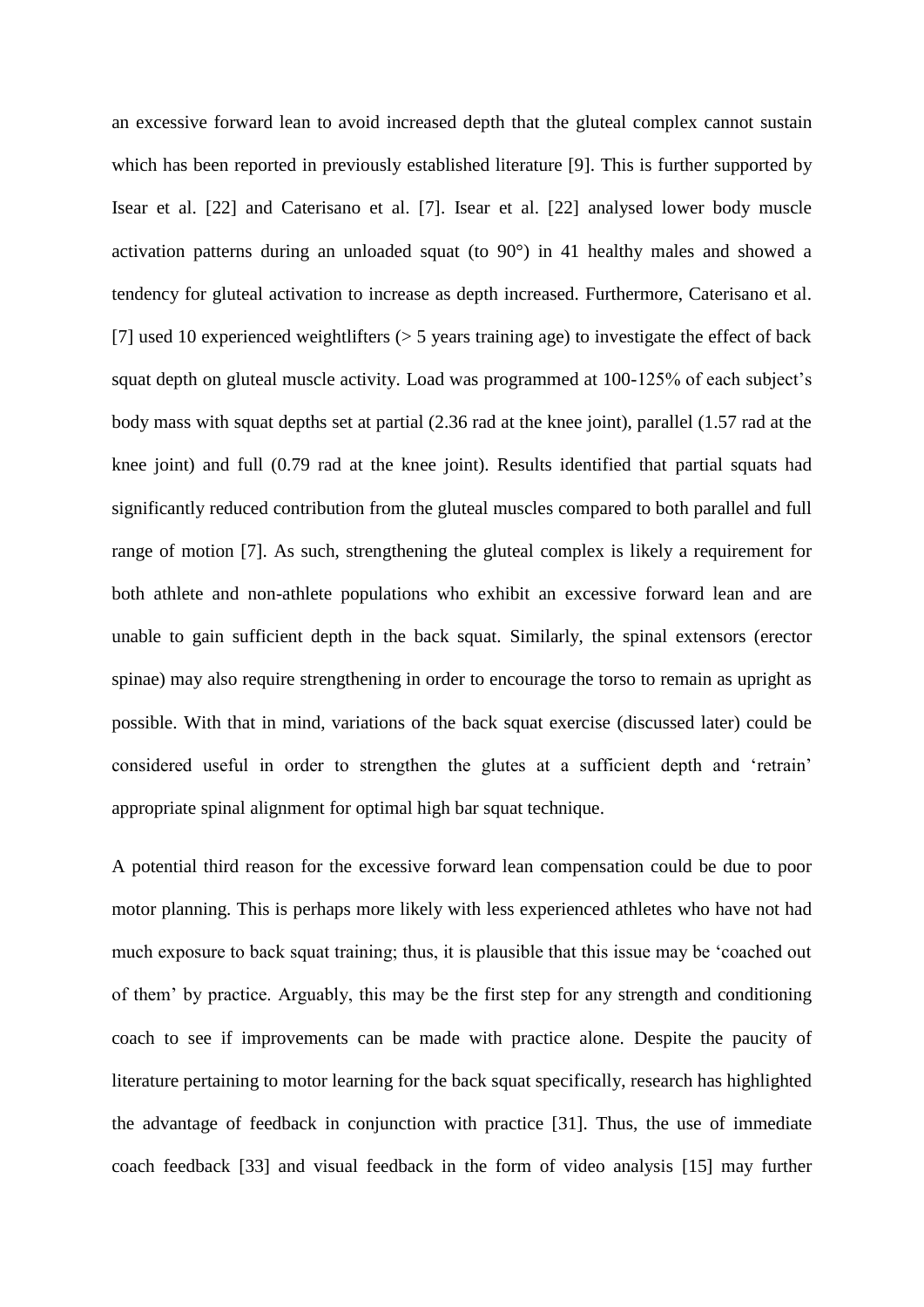an excessive forward lean to avoid increased depth that the gluteal complex cannot sustain which has been reported in previously established literature [9]. This is further supported by Isear et al. [22] and Caterisano et al. [7]. Isear et al. [22] analysed lower body muscle activation patterns during an unloaded squat (to 90°) in 41 healthy males and showed a tendency for gluteal activation to increase as depth increased. Furthermore, Caterisano et al. [7] used 10 experienced weightlifters (> 5 years training age) to investigate the effect of back squat depth on gluteal muscle activity. Load was programmed at 100-125% of each subject's body mass with squat depths set at partial (2.36 rad at the knee joint), parallel (1.57 rad at the knee joint) and full (0.79 rad at the knee joint). Results identified that partial squats had significantly reduced contribution from the gluteal muscles compared to both parallel and full range of motion [7]. As such, strengthening the gluteal complex is likely a requirement for both athlete and non-athlete populations who exhibit an excessive forward lean and are unable to gain sufficient depth in the back squat. Similarly, the spinal extensors (erector spinae) may also require strengthening in order to encourage the torso to remain as upright as possible. With that in mind, variations of the back squat exercise (discussed later) could be considered useful in order to strengthen the glutes at a sufficient depth and 'retrain' appropriate spinal alignment for optimal high bar squat technique.

A potential third reason for the excessive forward lean compensation could be due to poor motor planning. This is perhaps more likely with less experienced athletes who have not had much exposure to back squat training; thus, it is plausible that this issue may be 'coached out of them' by practice. Arguably, this may be the first step for any strength and conditioning coach to see if improvements can be made with practice alone. Despite the paucity of literature pertaining to motor learning for the back squat specifically, research has highlighted the advantage of feedback in conjunction with practice [31]. Thus, the use of immediate coach feedback [33] and visual feedback in the form of video analysis [15] may further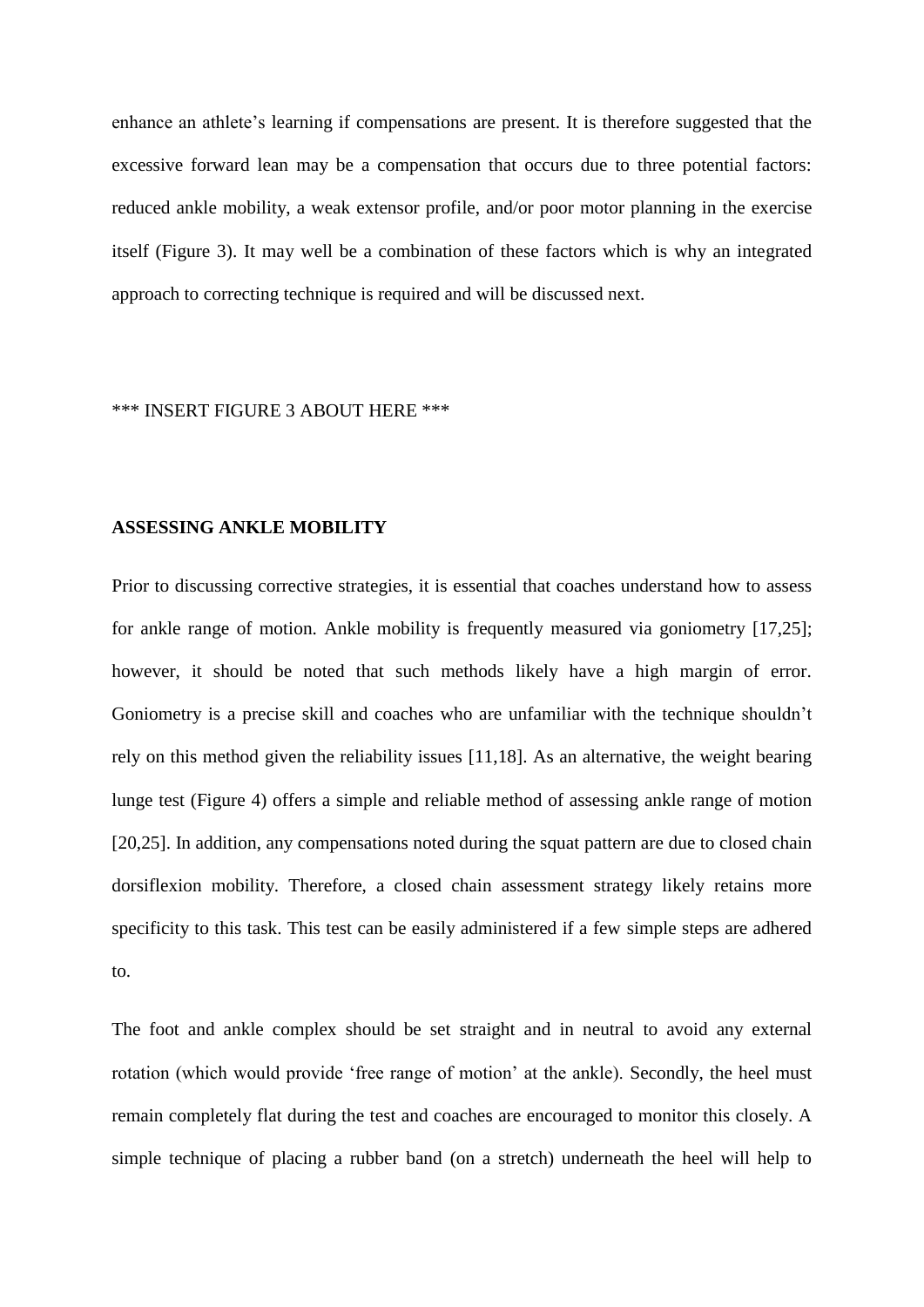enhance an athlete's learning if compensations are present. It is therefore suggested that the excessive forward lean may be a compensation that occurs due to three potential factors: reduced ankle mobility, a weak extensor profile, and/or poor motor planning in the exercise itself (Figure 3). It may well be a combination of these factors which is why an integrated approach to correcting technique is required and will be discussed next.

*** INSERT FIGURE 3 ABOUT HERE ***

## ASSESSING ANKLE MOBILITY

Prior to discussing corrective strategies, it is essential that coaches understand how to assess for ankle range of motion. Ankle mobility is frequently measured via goniometry [17,25]; however, it should be noted that such methods likely have a high margin of error. Goniometry is a precise skill and coaches who are unfamiliar with the technique shouldn't rely on this method given the reliability issues [11,18]. As an alternative, the weight bearing lunge test (Figure 4) offers a simple and reliable method of assessing ankle range of motion [20,25]. In addition, any compensations noted during the squat pattern are due to closed chain dorsiflexion mobility. Therefore, a closed chain assessment strategy likely retains more specificity to this task. This test can be easily administered if a few simple steps are adhered to.

The foot and ankle complex should be set straight and in neutral to avoid any external rotation (which would provide 'free range of motion' at the ankle). Secondly, the heel must remain completely flat during the test and coaches are encouraged to monitor this closely. A simple technique of placing a rubber band (on a stretch) underneath the heel will help to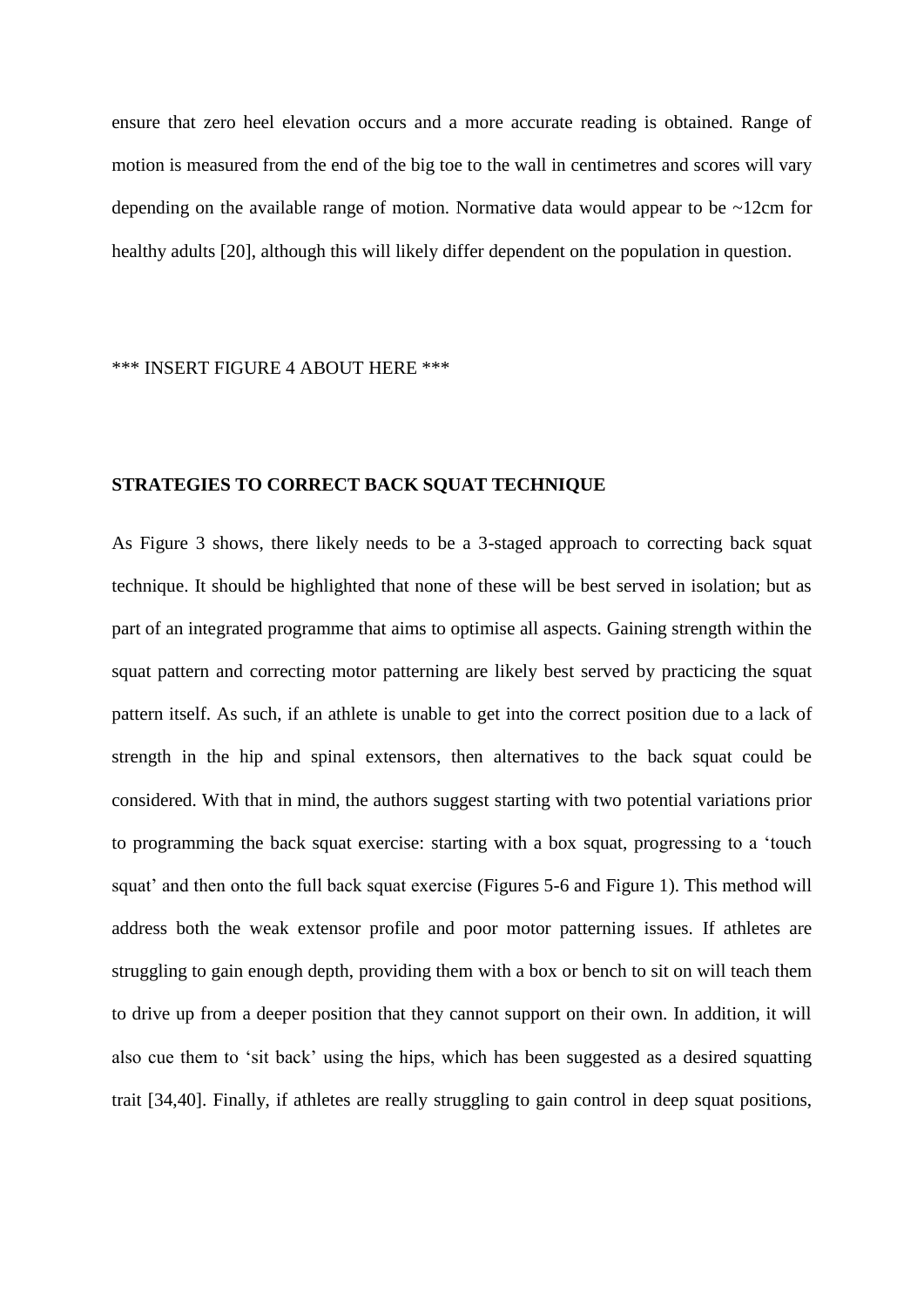ensure that zero heel elevation occurs and a more accurate reading is obtained. Range of motion is measured from the end of the big toe to the wall in centimetres and scores will vary depending on the available range of motion. Normative data would appear to be ~12cm for healthy adults [20], although this will likely differ dependent on the population in question.

*** INSERT FIGURE 4 ABOUT HERE ***

## STRATEGIES TO CORRECT BACK SQUAT TECHNIQUE

As Figure 3 shows, there likely needs to be a 3-staged approach to correcting back squat technique. It should be highlighted that none of these will be best served in isolation; but as part of an integrated programme that aims to optimise all aspects. Gaining strength within the squat pattern and correcting motor patterning are likely best served by practicing the squat pattern itself. As such, if an athlete is unable to get into the correct position due to a lack of strength in the hip and spinal extensors, then alternatives to the back squat could be considered. With that in mind, the authors suggest starting with two potential variations prior to programming the back squat exercise: starting with a box squat, progressing to a 'touch squat' and then onto the full back squat exercise (Figures 5-6 and Figure 1). This method will address both the weak extensor profile and poor motor patterning issues. If athletes are struggling to gain enough depth, providing them with a box or bench to sit on will teach them to drive up from a deeper position that they cannot support on their own. In addition, it will also cue them to 'sit back' using the hips, which has been suggested as a desired squatting trait [34,40]. Finally, if athletes are really struggling to gain control in deep squat positions,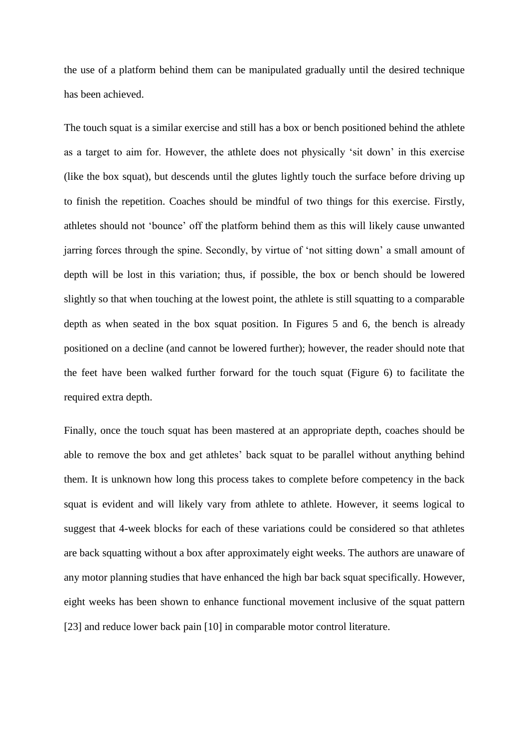the use of a platform behind them can be manipulated gradually until the desired technique has been achieved.

The touch squat is a similar exercise and still has a box or bench positioned behind the athlete as a target to aim for. However, the athlete does not physically 'sit down' in this exercise (like the box squat), but descends until the glutes lightly touch the surface before driving up to finish the repetition. Coaches should be mindful of two things for this exercise. Firstly, athletes should not 'bounce' off the platform behind them as this will likely cause unwanted jarring forces through the spine. Secondly, by virtue of 'not sitting down' a small amount of depth will be lost in this variation; thus, if possible, the box or bench should be lowered slightly so that when touching at the lowest point, the athlete is still squatting to a comparable depth as when seated in the box squat position. In Figures 5 and 6, the bench is already positioned on a decline (and cannot be lowered further); however, the reader should note that the feet have been walked further forward for the touch squat (Figure 6) to facilitate the required extra depth.

Finally, once the touch squat has been mastered at an appropriate depth, coaches should be able to remove the box and get athletes' back squat to be parallel without anything behind them. It is unknown how long this process takes to complete before competency in the back squat is evident and will likely vary from athlete to athlete. However, it seems logical to suggest that 4-week blocks for each of these variations could be considered so that athletes are back squatting without a box after approximately eight weeks. The authors are unaware of any motor planning studies that have enhanced the high bar back squat specifically. However, eight weeks has been shown to enhance functional movement inclusive of the squat pattern [23] and reduce lower back pain [10] in comparable motor control literature.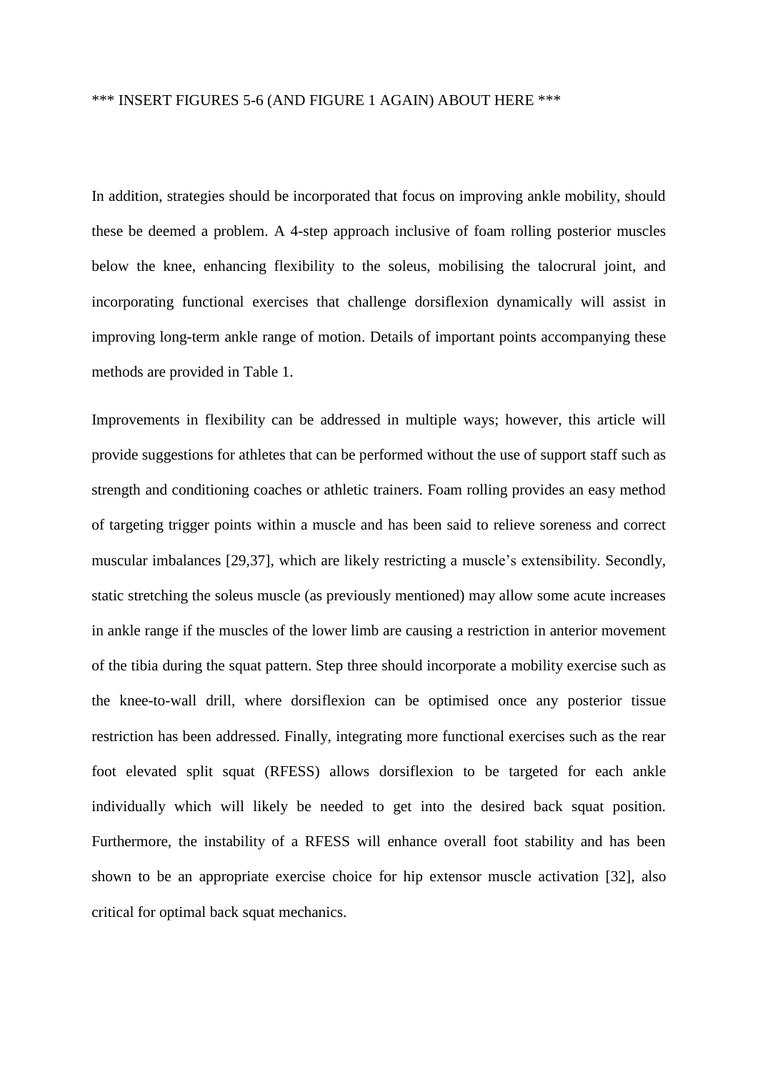*** INSERT FIGURES 5-6 (AND FIGURE 1 AGAIN) ABOUT HERE ***

In addition, strategies should be incorporated that focus on improving ankle mobility, should these be deemed a problem. A 4-step approach inclusive of foam rolling posterior muscles below the knee, enhancing flexibility to the soleus, mobilising the talocrural joint, and incorporating functional exercises that challenge dorsiflexion dynamically will assist in improving long-term ankle range of motion. Details of important points accompanying these methods are provided in Table 1.

Improvements in flexibility can be addressed in multiple ways; however, this article will provide suggestions for athletes that can be performed without the use of support staff such as strength and conditioning coaches or athletic trainers. Foam rolling provides an easy method of targeting trigger points within a muscle and has been said to relieve soreness and correct muscular imbalances [29,37], which are likely restricting a muscle's extensibility. Secondly, static stretching the soleus muscle (as previously mentioned) may allow some acute increases in ankle range if the muscles of the lower limb are causing a restriction in anterior movement of the tibia during the squat pattern. Step three should incorporate a mobility exercise such as the knee-to-wall drill, where dorsiflexion can be optimised once any posterior tissue restriction has been addressed. Finally, integrating more functional exercises such as the rear foot elevated split squat (RFESS) allows dorsiflexion to be targeted for each ankle individually which will likely be needed to get into the desired back squat position. Furthermore, the instability of a RFESS will enhance overall foot stability and has been shown to be an appropriate exercise choice for hip extensor muscle activation [32], also critical for optimal back squat mechanics.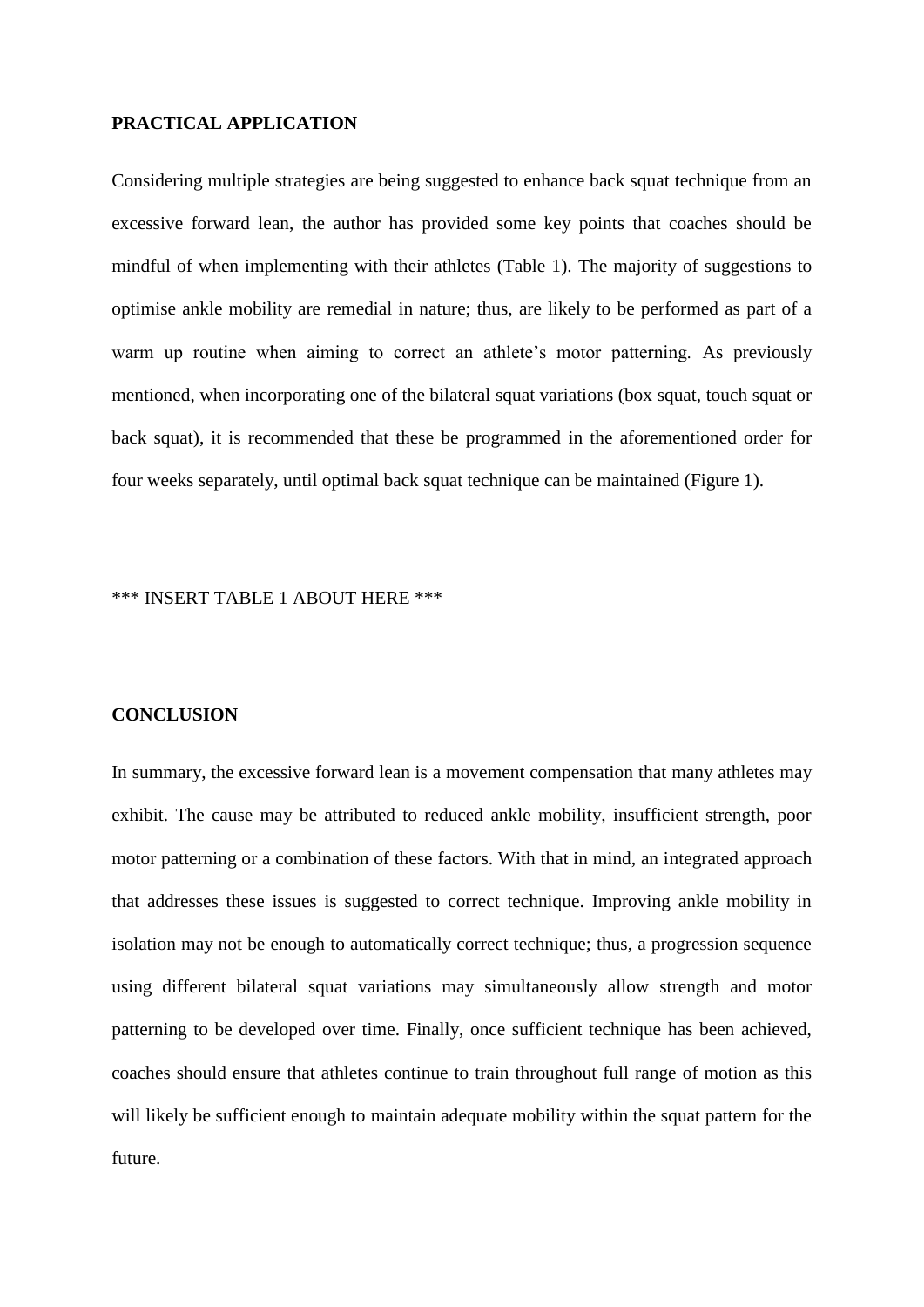## PRACTICAL APPLICATION

Considering multiple strategies are being suggested to enhance back squat technique from an excessive forward lean, the author has provided some key points that coaches should be mindful of when implementing with their athletes (Table 1). The majority of suggestions to optimise ankle mobility are remedial in nature; thus, are likely to be performed as part of a warm up routine when aiming to correct an athlete's motor patterning. As previously mentioned, when incorporating one of the bilateral squat variations (box squat, touch squat or back squat), it is recommended that these be programmed in the aforementioned order for four weeks separately, until optimal back squat technique can be maintained (Figure 1).

*** INSERT TABLE 1 ABOUT HERE ***

## CONCLUSION

In summary, the excessive forward lean is a movement compensation that many athletes may exhibit. The cause may be attributed to reduced ankle mobility, insufficient strength, poor motor patterning or a combination of these factors. With that in mind, an integrated approach that addresses these issues is suggested to correct technique. Improving ankle mobility in isolation may not be enough to automatically correct technique; thus, a progression sequence using different bilateral squat variations may simultaneously allow strength and motor patterning to be developed over time. Finally, once sufficient technique has been achieved, coaches should ensure that athletes continue to train throughout full range of motion as this will likely be sufficient enough to maintain adequate mobility within the squat pattern for the future.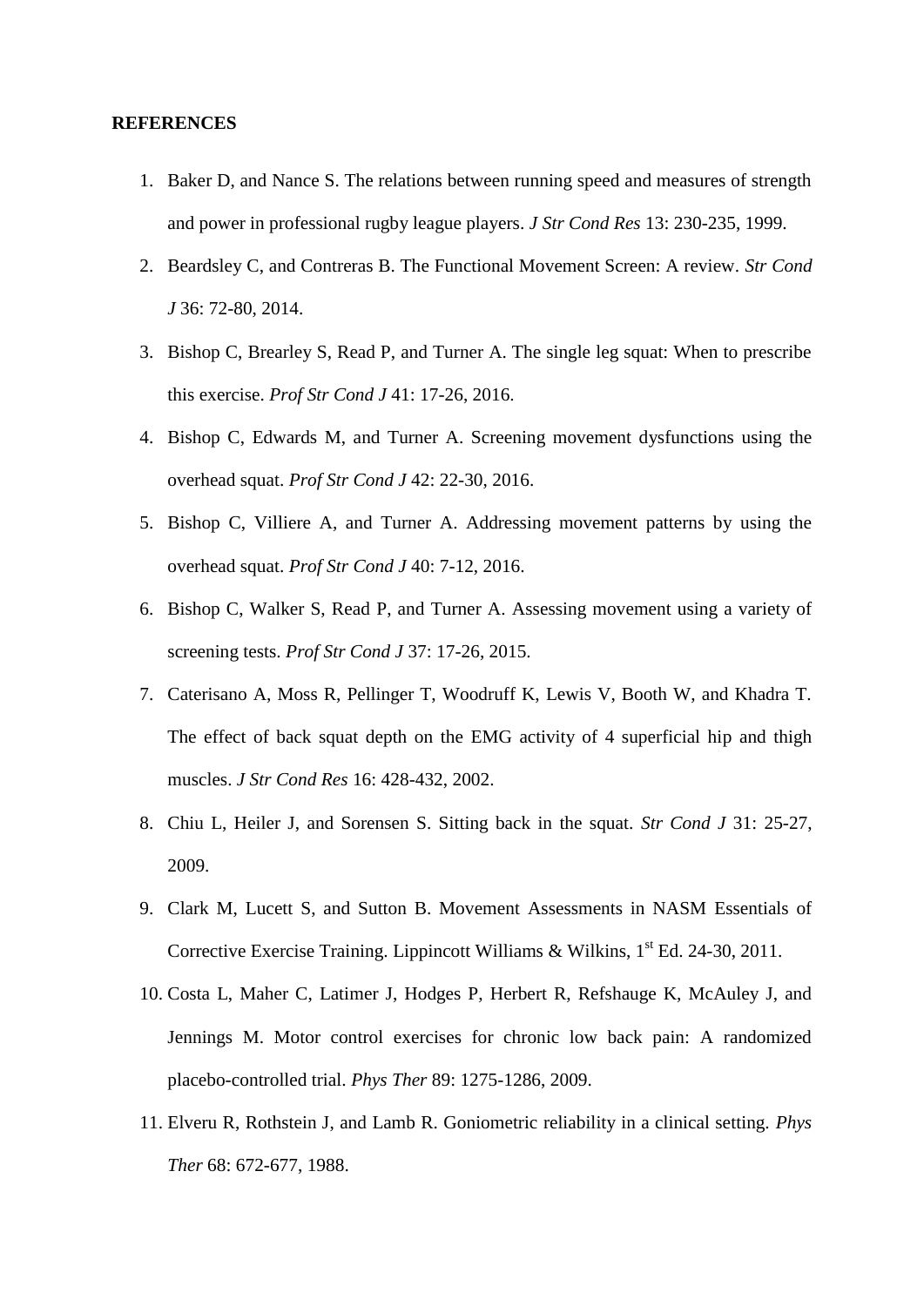**REFERENCES**

1. Baker D, and Nance S. The relations between running speed and measures of strength and power in professional rugby league players. *J Str Cond Res* 13: 230-235, 1999.
2. Beardsley C, and Contreras B. The Functional Movement Screen: A review. *Str Cond J* 36: 72-80, 2014.
3. Bishop C, Brearley S, Read P, and Turner A. The single leg squat: When to prescribe this exercise. *Prof Str Cond J* 41: 17-26, 2016.
4. Bishop C, Edwards M, and Turner A. Screening movement dysfunctions using the overhead squat. *Prof Str Cond J* 42: 22-30, 2016.
5. Bishop C, Villiere A, and Turner A. Addressing movement patterns by using the overhead squat. *Prof Str Cond J* 40: 7-12, 2016.
6. Bishop C, Walker S, Read P, and Turner A. Assessing movement using a variety of screening tests. *Prof Str Cond J* 37: 17-26, 2015.
7. Caterisano A, Moss R, Pellinger T, Woodruff K, Lewis V, Booth W, and Khadra T. The effect of back squat depth on the EMG activity of 4 superficial hip and thigh muscles. *J Str Cond Res* 16: 428-432, 2002.
8. Chiu L, Heiler J, and Sorensen S. Sitting back in the squat. *Str Cond J* 31: 25-27, 2009.
9. Clark M, Lucett S, and Sutton B. Movement Assessments in NASM Essentials of Corrective Exercise Training. Lippincott Williams & Wilkins, 1st Ed. 24-30, 2011.
10. Costa L, Maher C, Latimer J, Hodges P, Herbert R, Refshauge K, McAuley J, and Jennings M. Motor control exercises for chronic low back pain: A randomized placebo-controlled trial. *Phys Ther* 89: 1275-1286, 2009.
11. Elveru R, Rothstein J, and Lamb R. Goniometric reliability in a clinical setting. *Phys Ther* 68: 672-677, 1988.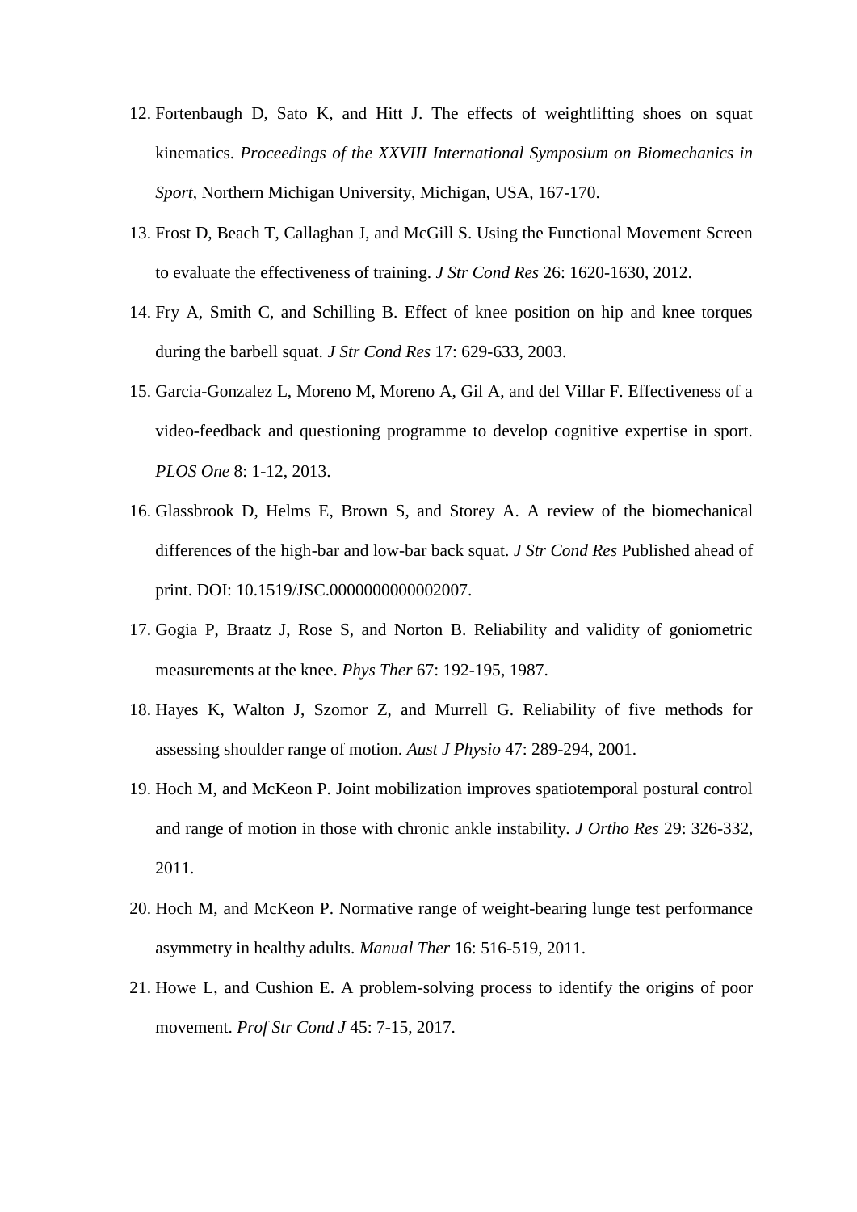12. Fortenbaugh D, Sato K, and Hitt J. The effects of weightlifting shoes on squat kinematics. *Proceedings of the XXVIII International Symposium on Biomechanics in Sport*, Northern Michigan University, Michigan, USA, 167-170.
13. Frost D, Beach T, Callaghan J, and McGill S. Using the Functional Movement Screen to evaluate the effectiveness of training. *J Str Cond Res* 26: 1620-1630, 2012.
14. Fry A, Smith C, and Schilling B. Effect of knee position on hip and knee torques during the barbell squat. *J Str Cond Res* 17: 629-633, 2003.
15. Garcia-Gonzalez L, Moreno M, Moreno A, Gil A, and del Villar F. Effectiveness of a video-feedback and questioning programme to develop cognitive expertise in sport. *PLOS One* 8: 1-12, 2013.
16. Glassbrook D, Helms E, Brown S, and Storey A. A review of the biomechanical differences of the high-bar and low-bar back squat. *J Str Cond Res* Published ahead of print. DOI: 10.1519/JSC.0000000000002007.
17. Gogia P, Braatz J, Rose S, and Norton B. Reliability and validity of goniometric measurements at the knee. *Phys Ther* 67: 192-195, 1987.
18. Hayes K, Walton J, Szomor Z, and Murrell G. Reliability of five methods for assessing shoulder range of motion. *Aust J Physio* 47: 289-294, 2001.
19. Hoch M, and McKeon P. Joint mobilization improves spatiotemporal postural control and range of motion in those with chronic ankle instability. *J Ortho Res* 29: 326-332, 2011.
20. Hoch M, and McKeon P. Normative range of weight-bearing lunge test performance asymmetry in healthy adults. *Manual Ther* 16: 516-519, 2011.
21. Howe L, and Cushion E. A problem-solving process to identify the origins of poor movement. *Prof Str Cond J* 45: 7-15, 2017.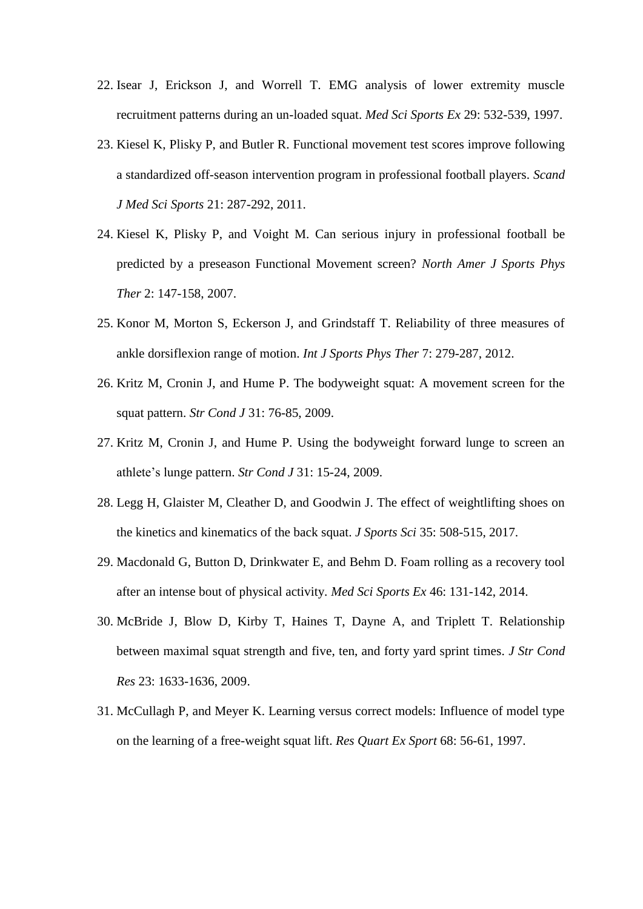22. Isear J, Erickson J, and Worrell T. EMG analysis of lower extremity muscle recruitment patterns during an un-loaded squat. *Med Sci Sports Ex* 29: 532-539, 1997.
23. Kiesel K, Plisky P, and Butler R. Functional movement test scores improve following a standardized off-season intervention program in professional football players. *Scand J Med Sci Sports* 21: 287-292, 2011.
24. Kiesel K, Plisky P, and Voight M. Can serious injury in professional football be predicted by a preseason Functional Movement screen? *North Amer J Sports Phys Ther* 2: 147-158, 2007.
25. Konor M, Morton S, Eckerson J, and Grindstaff T. Reliability of three measures of ankle dorsiflexion range of motion. *Int J Sports Phys Ther* 7: 279-287, 2012.
26. Kritz M, Cronin J, and Hume P. The bodyweight squat: A movement screen for the squat pattern. *Str Cond J* 31: 76-85, 2009.
27. Kritz M, Cronin J, and Hume P. Using the bodyweight forward lunge to screen an athlete's lunge pattern. *Str Cond J* 31: 15-24, 2009.
28. Legg H, Glaister M, Cleather D, and Goodwin J. The effect of weightlifting shoes on the kinetics and kinematics of the back squat. *J Sports Sci* 35: 508-515, 2017.
29. Macdonald G, Button D, Drinkwater E, and Behm D. Foam rolling as a recovery tool after an intense bout of physical activity. *Med Sci Sports Ex* 46: 131-142, 2014.
30. McBride J, Blow D, Kirby T, Haines T, Dayne A, and Triplett T. Relationship between maximal squat strength and five, ten, and forty yard sprint times. *J Str Cond Res* 23: 1633-1636, 2009.
31. McCullagh P, and Meyer K. Learning versus correct models: Influence of model type on the learning of a free-weight squat lift. *Res Quart Ex Sport* 68: 56-61, 1997.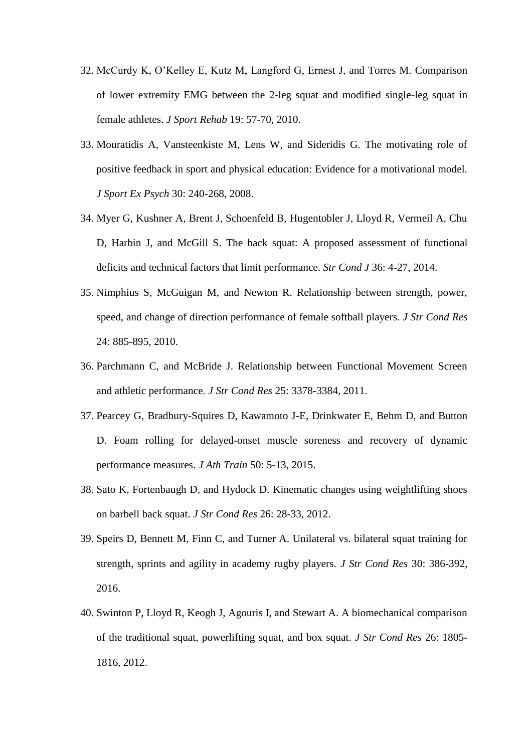32. McCurdy K, O'Kelley E, Kutz M, Langford G, Ernest J, and Torres M. Comparison of lower extremity EMG between the 2-leg squat and modified single-leg squat in female athletes. *J Sport Rehab* 19: 57-70, 2010.
33. Mouratidis A, Vansteenkiste M, Lens W, and Sideridis G. The motivating role of positive feedback in sport and physical education: Evidence for a motivational model. *J Sport Ex Psych* 30: 240-268, 2008.
34. Myer G, Kushner A, Brent J, Schoenfeld B, Hugentobler J, Lloyd R, Vermeil A, Chu D, Harbin J, and McGill S. The back squat: A proposed assessment of functional deficits and technical factors that limit performance. *Str Cond J* 36: 4-27, 2014.
35. Nimphius S, McGuigan M, and Newton R. Relationship between strength, power, speed, and change of direction performance of female softball players. *J Str Cond Res* 24: 885-895, 2010.
36. Parchmann C, and McBride J. Relationship between Functional Movement Screen and athletic performance. *J Str Cond Res* 25: 3378-3384, 2011.
37. Pearcey G, Bradbury-Squires D, Kawamoto J-E, Drinkwater E, Behm D, and Button D. Foam rolling for delayed-onset muscle soreness and recovery of dynamic performance measures. *J Ath Train* 50: 5-13, 2015.
38. Sato K, Fortenbaugh D, and Hydock D. Kinematic changes using weightlifting shoes on barbell back squat. *J Str Cond Res* 26: 28-33, 2012.
39. Speirs D, Bennett M, Finn C, and Turner A. Unilateral vs. bilateral squat training for strength, sprints and agility in academy rugby players. *J Str Cond Res* 30: 386-392, 2016.
40. Swinton P, Lloyd R, Keogh J, Agouris I, and Stewart A. A biomechanical comparison of the traditional squat, powerlifting squat, and box squat. *J Str Cond Res* 26: 1805-1816, 2012.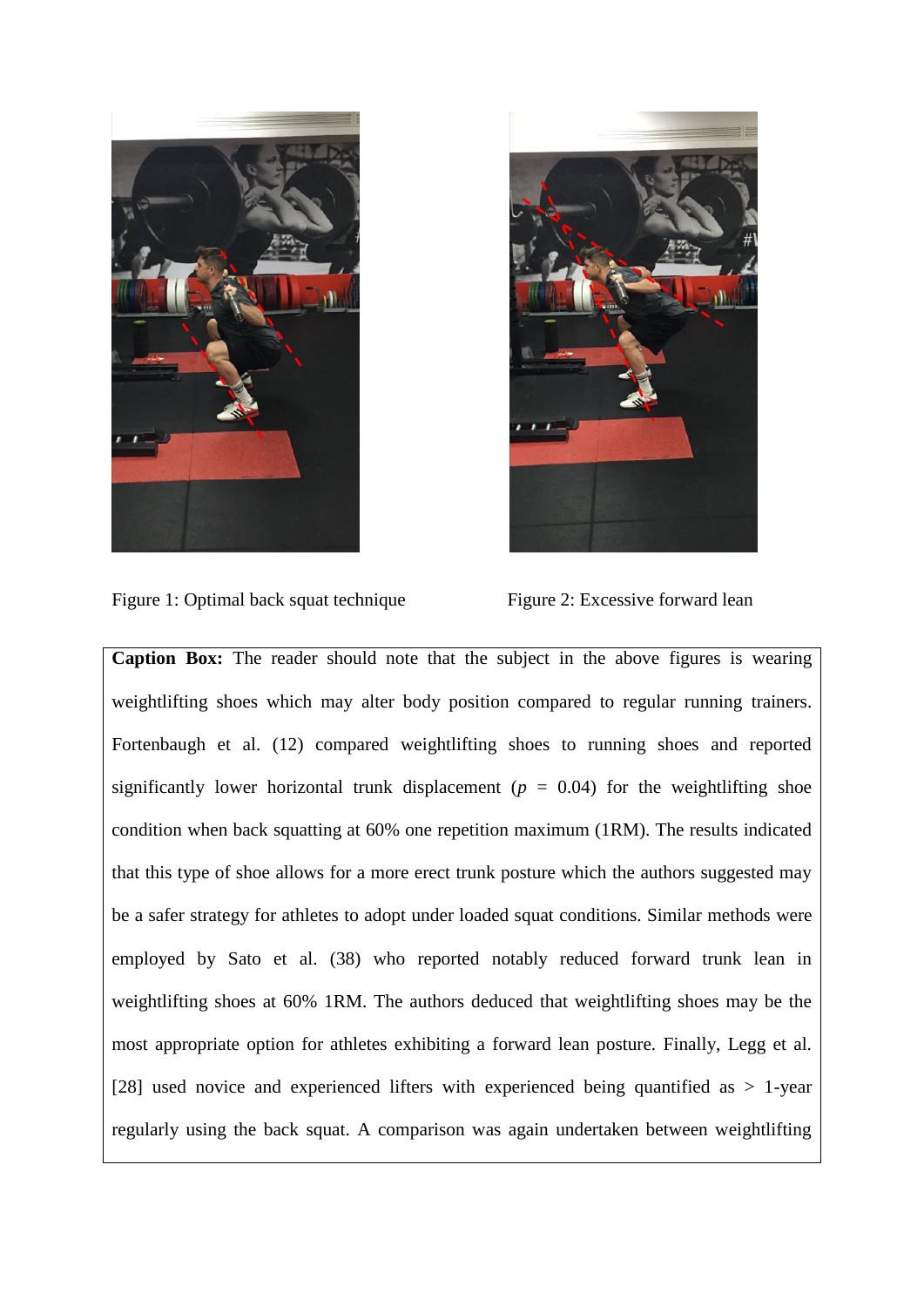Figure 1: Optimal back squat technique

Figure 2: Excessive forward lean

**Caption Box:** The reader should note that the subject in the above figures is wearing weightlifting shoes which may alter body position compared to regular running trainers. Fortenbaugh et al. (12) compared weightlifting shoes to running shoes and reported significantly lower horizontal trunk displacement ($p$ = 0.04) for the weightlifting shoe condition when back squatting at 60% one repetition maximum (1RM). The results indicated that this type of shoe allows for a more erect trunk posture which the authors suggested may be a safer strategy for athletes to adopt under loaded squat conditions. Similar methods were employed by Sato et al. (38) who reported notably reduced forward trunk lean in weightlifting shoes at 60% 1RM. The authors deduced that weightlifting shoes may be the most appropriate option for athletes exhibiting a forward lean posture. Finally, Legg et al. [28] used novice and experienced lifters with experienced being quantified as > 1-year regularly using the back squat. A comparison was again undertaken between weightlifting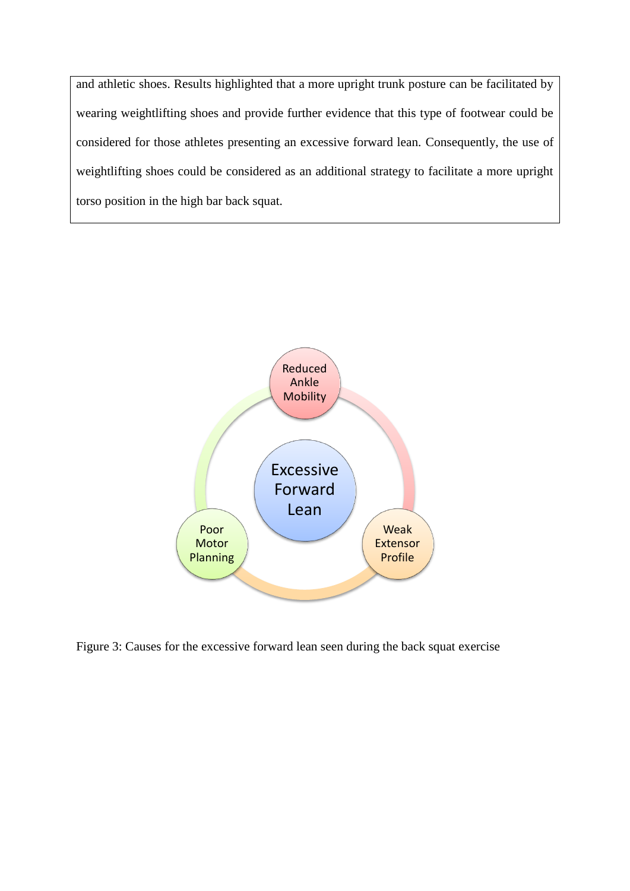and athletic shoes. Results highlighted that a more upright trunk posture can be facilitated by wearing weightlifting shoes and provide further evidence that this type of footwear could be considered for those athletes presenting an excessive forward lean. Consequently, the use of weightlifting shoes could be considered as an additional strategy to facilitate a more upright torso position in the high bar back squat.

Reduced Ankle Mobility

Excessive Forward Lean

Poor Motor Planning

Weak Extensor Profile

Figure 3: Causes for the excessive forward lean seen during the back squat exercise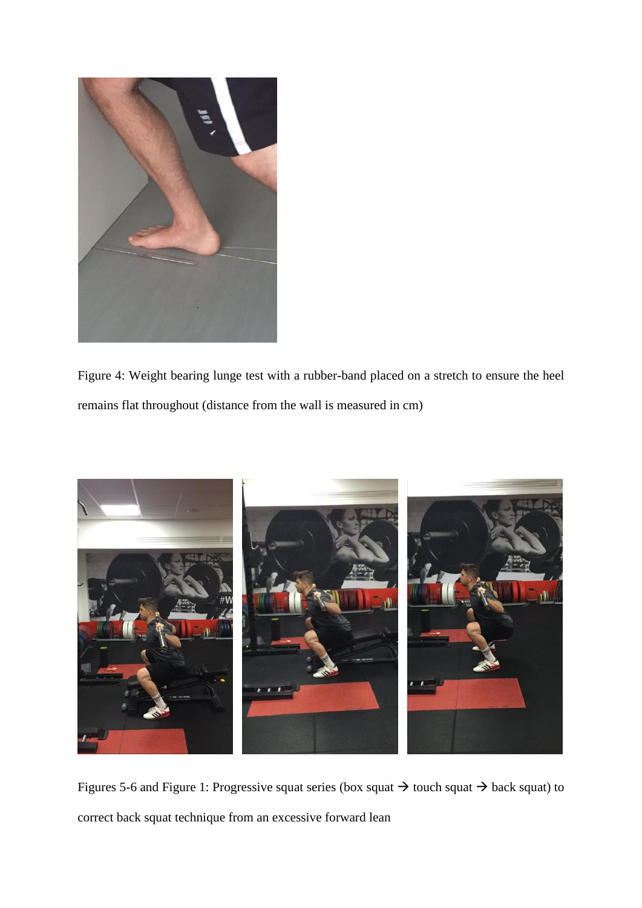Figure 4: Weight bearing lunge test with a rubber-band placed on a stretch to ensure the heel remains flat throughout (distance from the wall is measured in cm)

Figures 5-6 and Figure 1: Progressive squat series (box squat → touch squat → back squat) to correct back squat technique from an excessive forward lean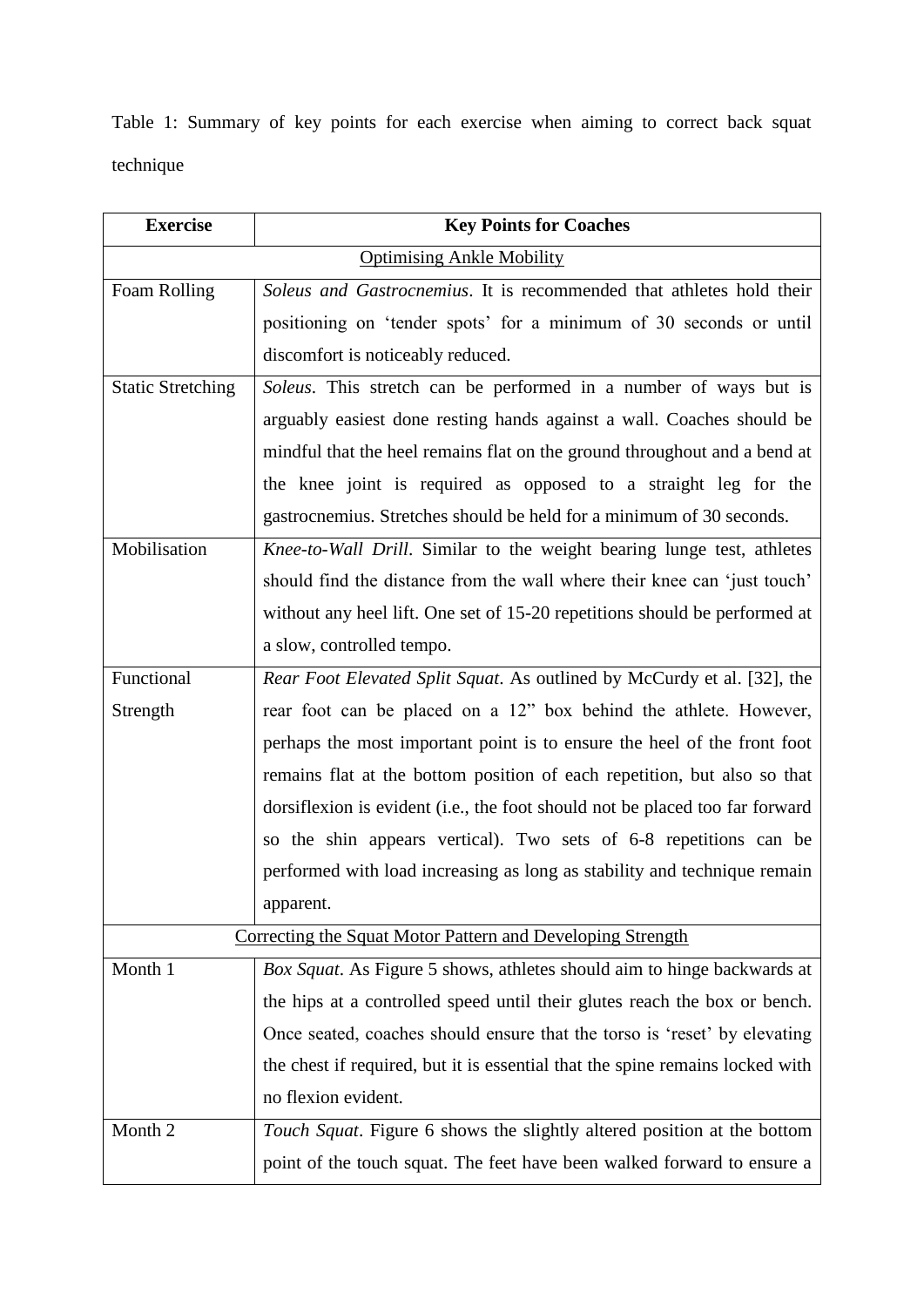Table 1: Summary of key points for each exercise when aiming to correct back squat technique

| Exercise | Key Points for Coaches |
|---|---|
| Optimising Ankle Mobility | |
| Foam Rolling | *Soleus and Gastrocnemius*. It is recommended that athletes hold their positioning on 'tender spots' for a minimum of 30 seconds or until discomfort is noticeably reduced. |
| Static Stretching | *Soleus*. This stretch can be performed in a number of ways but is arguably easiest done resting hands against a wall. Coaches should be mindful that the heel remains flat on the ground throughout and a bend at the knee joint is required as opposed to a straight leg for the gastrocnemius. Stretches should be held for a minimum of 30 seconds. |
| Mobilisation | *Knee-to-Wall Drill*. Similar to the weight bearing lunge test, athletes should find the distance from the wall where their knee can 'just touch' without any heel lift. One set of 15-20 repetitions should be performed at a slow, controlled tempo. |
| Functional Strength | *Rear Foot Elevated Split Squat*. As outlined by McCurdy et al. [32], the rear foot can be placed on a 12" box behind the athlete. However, perhaps the most important point is to ensure the heel of the front foot remains flat at the bottom position of each repetition, but also so that dorsiflexion is evident (i.e., the foot should not be placed too far forward so the shin appears vertical). Two sets of 6-8 repetitions can be performed with load increasing as long as stability and technique remain apparent. |
| Correcting the Squat Motor Pattern and Developing Strength | |
| Month 1 | *Box Squat*. As Figure 5 shows, athletes should aim to hinge backwards at the hips at a controlled speed until their glutes reach the box or bench. Once seated, coaches should ensure that the torso is 'reset' by elevating the chest if required, but it is essential that the spine remains locked with no flexion evident. |
| Month 2 | *Touch Squat*. Figure 6 shows the slightly altered position at the bottom point of the touch squat. The feet have been walked forward to ensure a |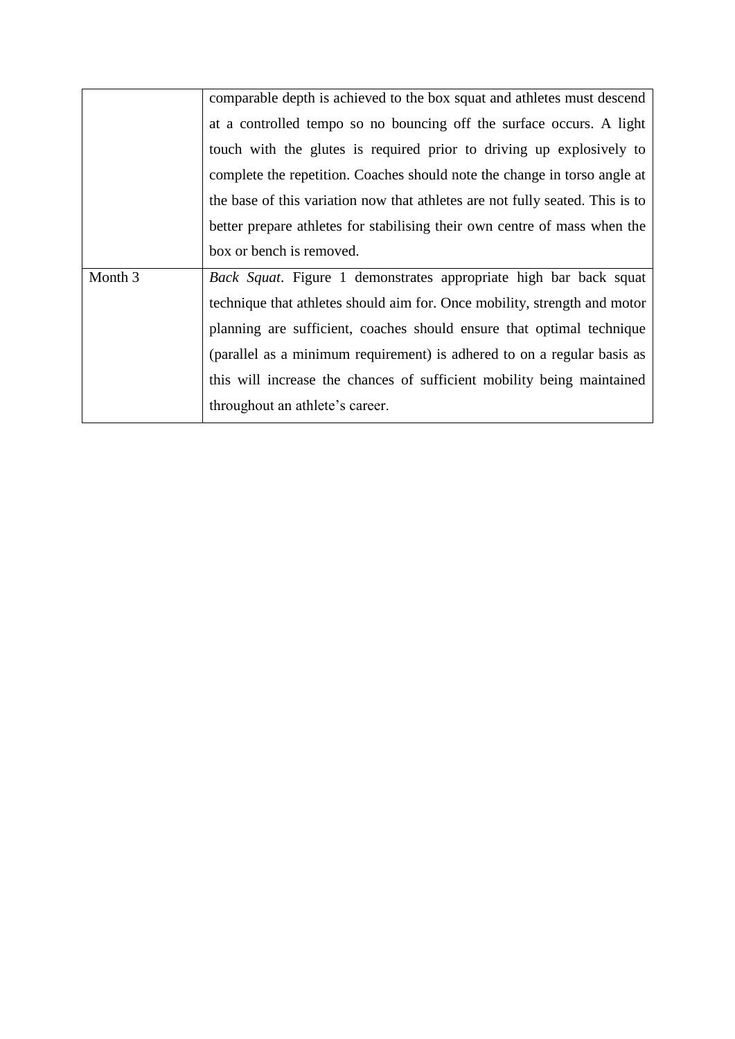| | |
|---|---|
| | comparable depth is achieved to the box squat and athletes must descend at a controlled tempo so no bouncing off the surface occurs. A light touch with the glutes is required prior to driving up explosively to complete the repetition. Coaches should note the change in torso angle at the base of this variation now that athletes are not fully seated. This is to better prepare athletes for stabilising their own centre of mass when the box or bench is removed. |
| Month 3 | *Back Squat*. Figure 1 demonstrates appropriate high bar back squat technique that athletes should aim for. Once mobility, strength and motor planning are sufficient, coaches should ensure that optimal technique (parallel as a minimum requirement) is adhered to on a regular basis as this will increase the chances of sufficient mobility being maintained throughout an athlete's career. |